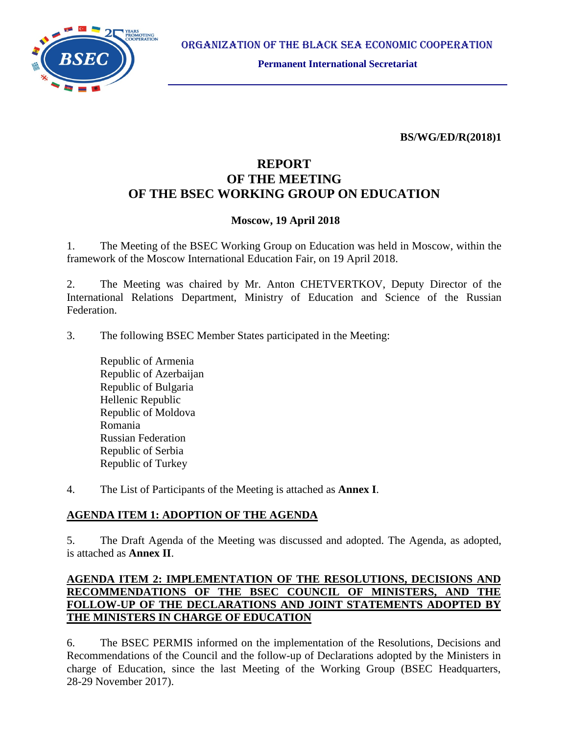ORGANIZATION OF THE BLACK SEA ECONOMIC COOPERATION

**Permanent International Secretariat**

**BS/WG/ED/R(2018)1**

# REPORT
# OF THE MEETING
# OF THE BSEC WORKING GROUP ON EDUCATION

**Moscow, 19 April 2018**

1. The Meeting of the BSEC Working Group on Education was held in Moscow, within the framework of the Moscow International Education Fair, on 19 April 2018.

2. The Meeting was chaired by Mr. Anton CHETVERTKOV, Deputy Director of the International Relations Department, Ministry of Education and Science of the Russian Federation.

3. The following BSEC Member States participated in the Meeting:

Republic of Armenia
Republic of Azerbaijan
Republic of Bulgaria
Hellenic Republic
Republic of Moldova
Romania
Russian Federation
Republic of Serbia
Republic of Turkey

4. The List of Participants of the Meeting is attached as **Annex I**.

## AGENDA ITEM 1: ADOPTION OF THE AGENDA

5. The Draft Agenda of the Meeting was discussed and adopted. The Agenda, as adopted, is attached as **Annex II**.

## AGENDA ITEM 2: IMPLEMENTATION OF THE RESOLUTIONS, DECISIONS AND RECOMMENDATIONS OF THE BSEC COUNCIL OF MINISTERS, AND THE FOLLOW-UP OF THE DECLARATIONS AND JOINT STATEMENTS ADOPTED BY THE MINISTERS IN CHARGE OF EDUCATION

6. The BSEC PERMIS informed on the implementation of the Resolutions, Decisions and Recommendations of the Council and the follow-up of Declarations adopted by the Ministers in charge of Education, since the last Meeting of the Working Group (BSEC Headquarters, 28-29 November 2017).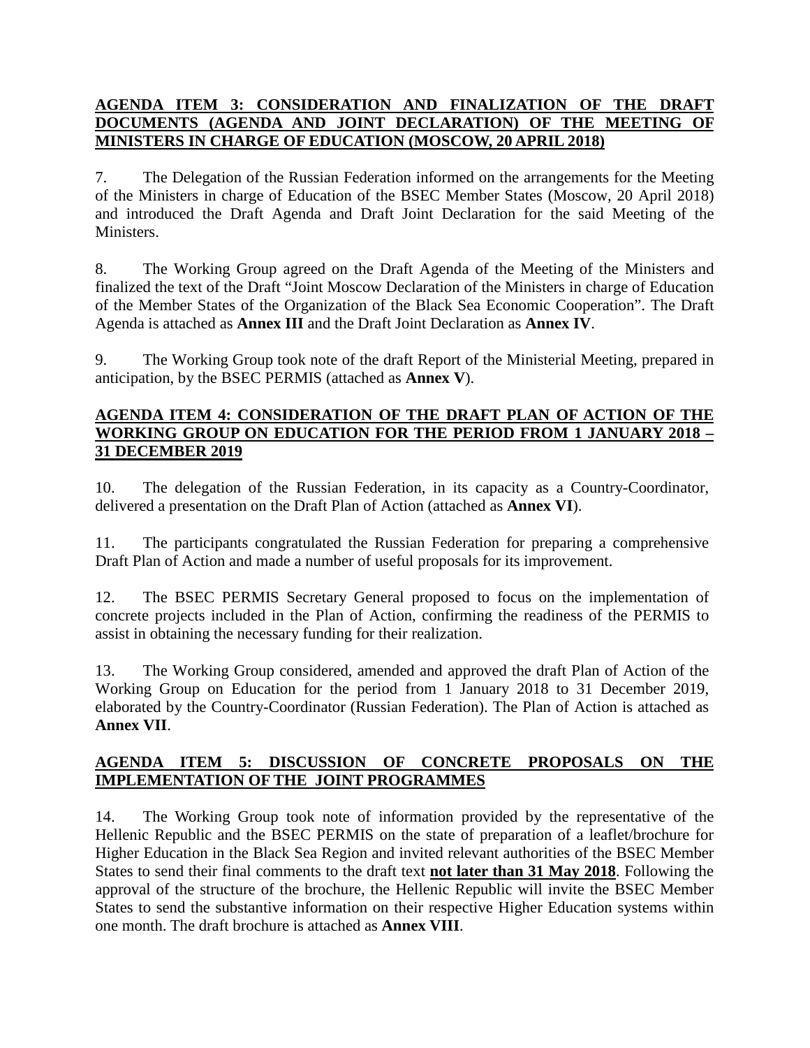**AGENDA ITEM 3: CONSIDERATION AND FINALIZATION OF THE DRAFT DOCUMENTS (AGENDA AND JOINT DECLARATION) OF THE MEETING OF MINISTERS IN CHARGE OF EDUCATION (MOSCOW, 20 APRIL 2018)**

7. The Delegation of the Russian Federation informed on the arrangements for the Meeting of the Ministers in charge of Education of the BSEC Member States (Moscow, 20 April 2018) and introduced the Draft Agenda and Draft Joint Declaration for the said Meeting of the Ministers.

8. The Working Group agreed on the Draft Agenda of the Meeting of the Ministers and finalized the text of the Draft "Joint Moscow Declaration of the Ministers in charge of Education of the Member States of the Organization of the Black Sea Economic Cooperation". The Draft Agenda is attached as **Annex III** and the Draft Joint Declaration as **Annex IV**.

9. The Working Group took note of the draft Report of the Ministerial Meeting, prepared in anticipation, by the BSEC PERMIS (attached as **Annex V**).

**AGENDA ITEM 4: CONSIDERATION OF THE DRAFT PLAN OF ACTION OF THE WORKING GROUP ON EDUCATION FOR THE PERIOD FROM 1 JANUARY 2018 – 31 DECEMBER 2019**

10. The delegation of the Russian Federation, in its capacity as a Country-Coordinator, delivered a presentation on the Draft Plan of Action (attached as **Annex VI**).

11. The participants congratulated the Russian Federation for preparing a comprehensive Draft Plan of Action and made a number of useful proposals for its improvement.

12. The BSEC PERMIS Secretary General proposed to focus on the implementation of concrete projects included in the Plan of Action, confirming the readiness of the PERMIS to assist in obtaining the necessary funding for their realization.

13. The Working Group considered, amended and approved the draft Plan of Action of the Working Group on Education for the period from 1 January 2018 to 31 December 2019, elaborated by the Country-Coordinator (Russian Federation). The Plan of Action is attached as **Annex VII**.

**AGENDA ITEM 5: DISCUSSION OF CONCRETE PROPOSALS ON THE IMPLEMENTATION OF THE JOINT PROGRAMMES**

14. The Working Group took note of information provided by the representative of the Hellenic Republic and the BSEC PERMIS on the state of preparation of a leaflet/brochure for Higher Education in the Black Sea Region and invited relevant authorities of the BSEC Member States to send their final comments to the draft text **not later than 31 May 2018**. Following the approval of the structure of the brochure, the Hellenic Republic will invite the BSEC Member States to send the substantive information on their respective Higher Education systems within one month. The draft brochure is attached as **Annex VIII**.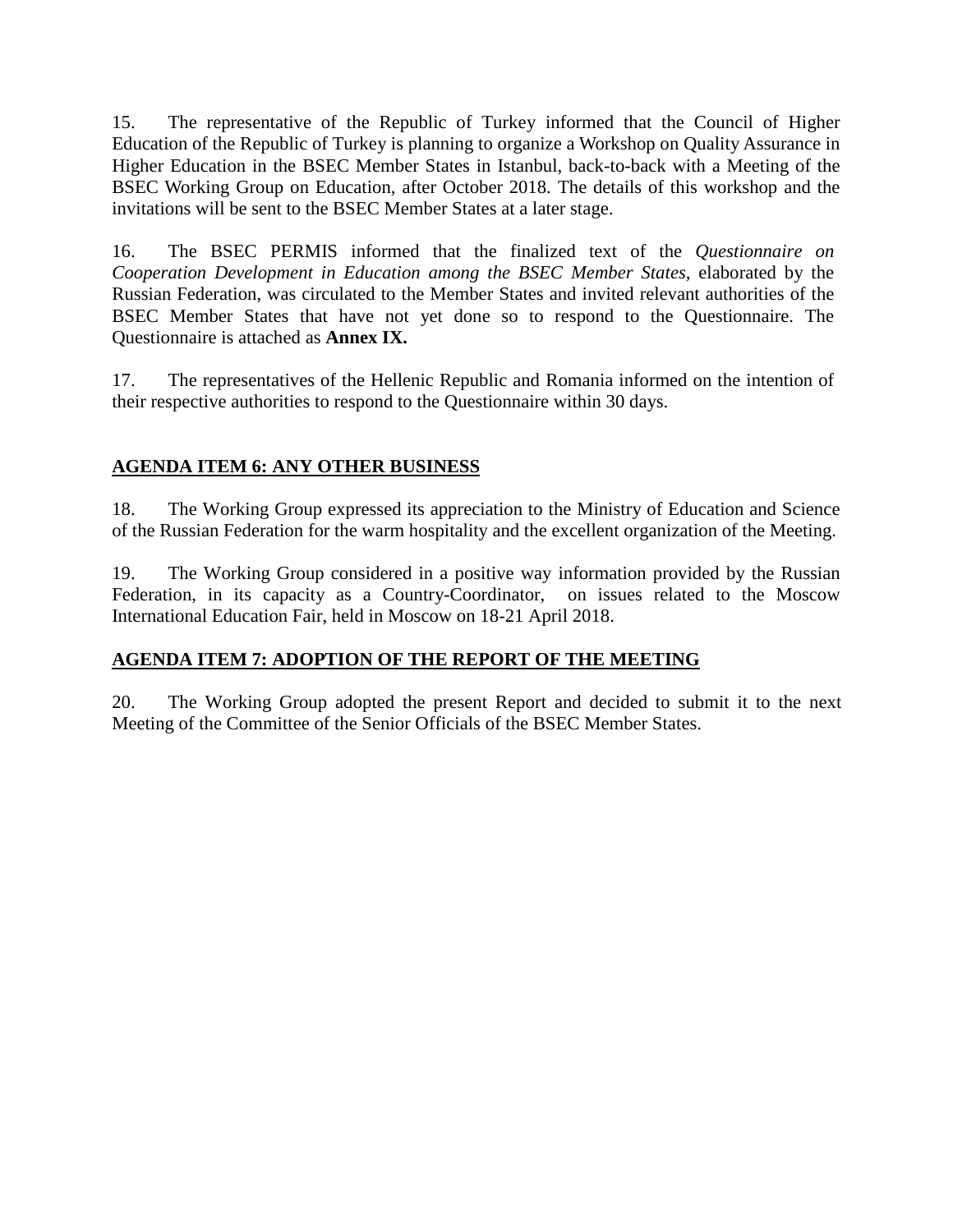15. The representative of the Republic of Turkey informed that the Council of Higher Education of the Republic of Turkey is planning to organize a Workshop on Quality Assurance in Higher Education in the BSEC Member States in Istanbul, back-to-back with a Meeting of the BSEC Working Group on Education, after October 2018. The details of this workshop and the invitations will be sent to the BSEC Member States at a later stage.

16. The BSEC PERMIS informed that the finalized text of the *Questionnaire on Cooperation Development in Education among the BSEC Member States*, elaborated by the Russian Federation, was circulated to the Member States and invited relevant authorities of the BSEC Member States that have not yet done so to respond to the Questionnaire. The Questionnaire is attached as **Annex IX.**

17. The representatives of the Hellenic Republic and Romania informed on the intention of their respective authorities to respond to the Questionnaire within 30 days.

## AGENDA ITEM 6: ANY OTHER BUSINESS

18. The Working Group expressed its appreciation to the Ministry of Education and Science of the Russian Federation for the warm hospitality and the excellent organization of the Meeting.

19. The Working Group considered in a positive way information provided by the Russian Federation, in its capacity as a Country-Coordinator, on issues related to the Moscow International Education Fair, held in Moscow on 18-21 April 2018.

## AGENDA ITEM 7: ADOPTION OF THE REPORT OF THE MEETING

20. The Working Group adopted the present Report and decided to submit it to the next Meeting of the Committee of the Senior Officials of the BSEC Member States.